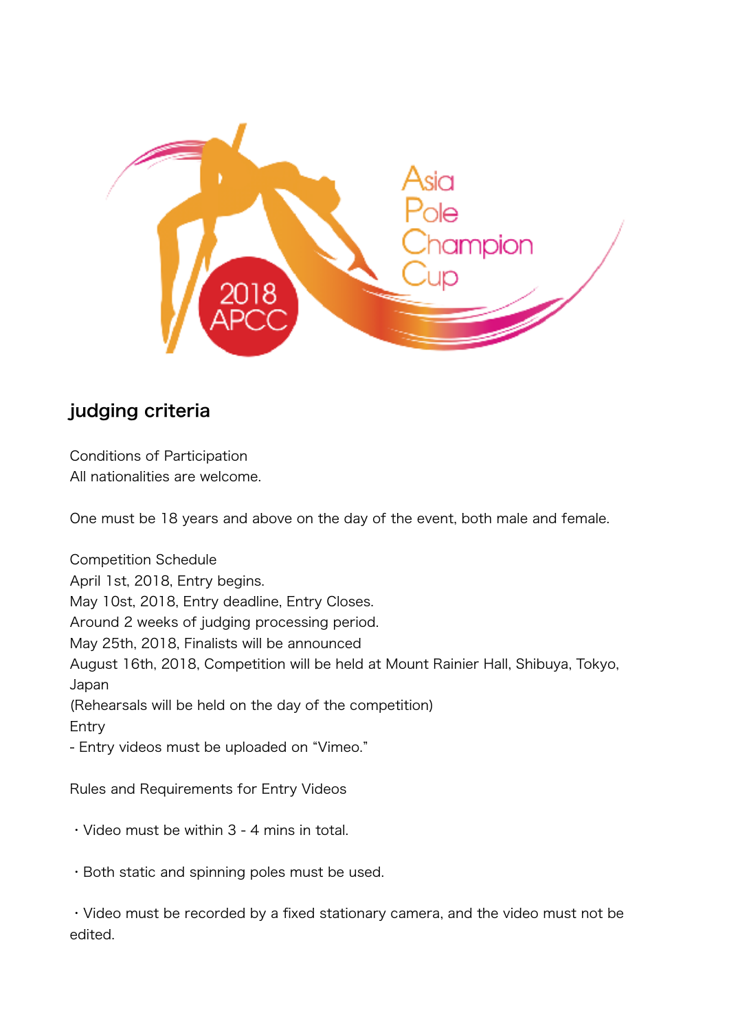## judging criteria

Conditions of Participation
All nationalities are welcome.

One must be 18 years and above on the day of the event, both male and female.

Competition Schedule
April 1st, 2018, Entry begins.
May 10st, 2018, Entry deadline, Entry Closes.
Around 2 weeks of judging processing period.
May 25th, 2018, Finalists will be announced
August 16th, 2018, Competition will be held at Mount Rainier Hall, Shibuya, Tokyo, Japan
(Rehearsals will be held on the day of the competition)
Entry
- Entry videos must be uploaded on "Vimeo."

Rules and Requirements for Entry Videos

・Video must be within 3 - 4 mins in total.

・Both static and spinning poles must be used.

・Video must be recorded by a fixed stationary camera, and the video must not be edited.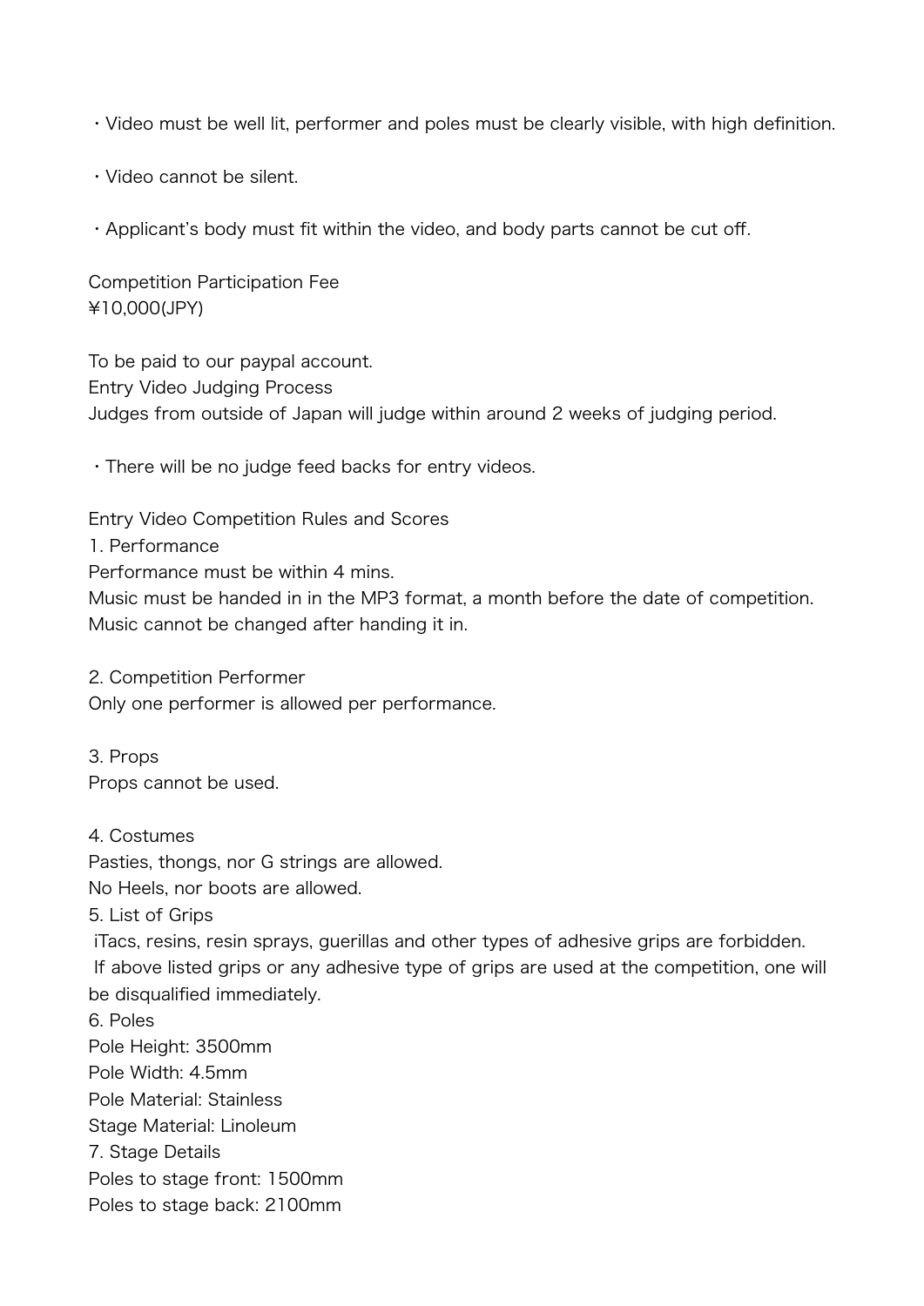・Video must be well lit, performer and poles must be clearly visible, with high definition.

・Video cannot be silent.

・Applicant's body must fit within the video, and body parts cannot be cut off.

Competition Participation Fee
¥10,000(JPY)

To be paid to our paypal account.
Entry Video Judging Process
Judges from outside of Japan will judge within around 2 weeks of judging period.

・There will be no judge feed backs for entry videos.

Entry Video Competition Rules and Scores
1. Performance
Performance must be within 4 mins.
Music must be handed in in the MP3 format, a month before the date of competition.
Music cannot be changed after handing it in.

2. Competition Performer
Only one performer is allowed per performance.

3. Props
Props cannot be used.

4. Costumes
Pasties, thongs, nor G strings are allowed.
No Heels, nor boots are allowed.
5. List of Grips
iTacs, resins, resin sprays, guerillas and other types of adhesive grips are forbidden.
If above listed grips or any adhesive type of grips are used at the competition, one will be disqualified immediately.
6. Poles
Pole Height: 3500mm
Pole Width: 4.5mm
Pole Material: Stainless
Stage Material: Linoleum
7. Stage Details
Poles to stage front: 1500mm
Poles to stage back: 2100mm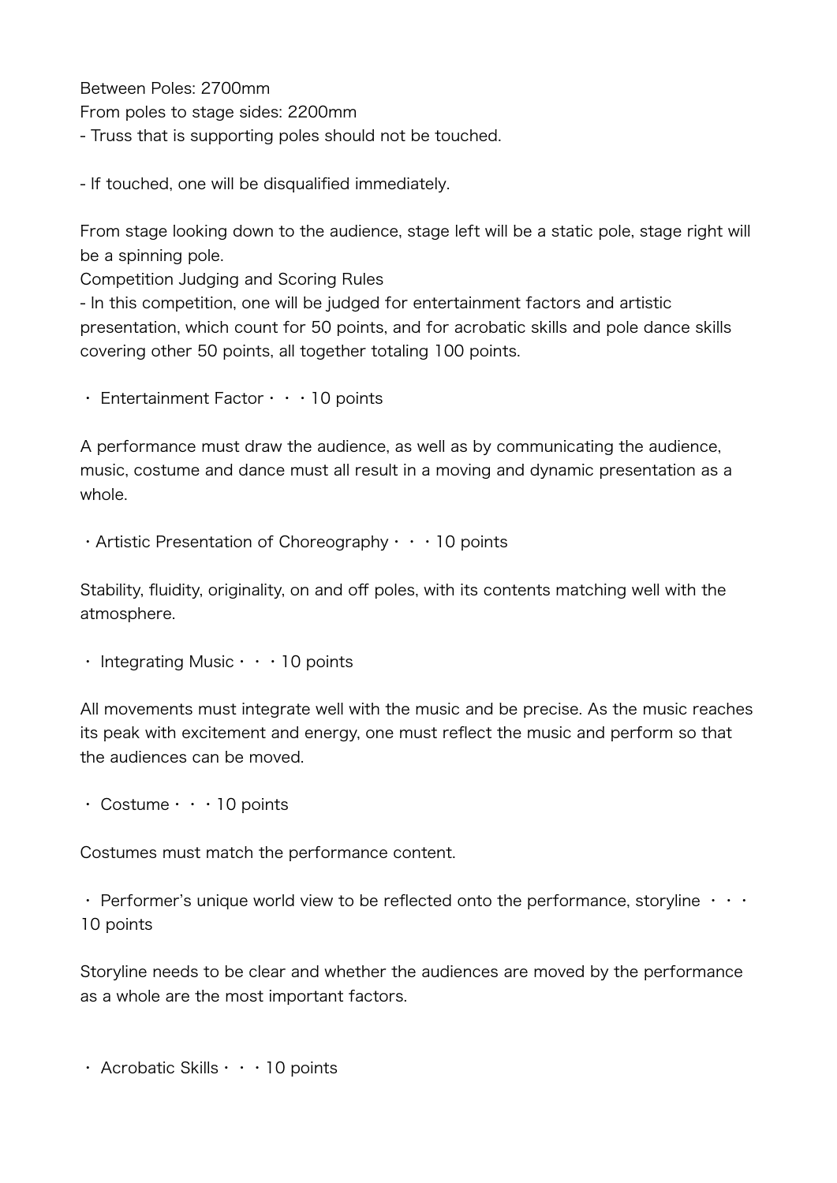Between Poles: 2700mm

From poles to stage sides: 2200mm

- Truss that is supporting poles should not be touched.

- If touched, one will be disqualified immediately.

From stage looking down to the audience, stage left will be a static pole, stage right will be a spinning pole.

Competition Judging and Scoring Rules

- In this competition, one will be judged for entertainment factors and artistic presentation, which count for 50 points, and for acrobatic skills and pole dance skills covering other 50 points, all together totaling 100 points.

・ Entertainment Factor・・・10 points

A performance must draw the audience, as well as by communicating the audience, music, costume and dance must all result in a moving and dynamic presentation as a whole.

・Artistic Presentation of Choreography・・・10 points

Stability, fluidity, originality, on and off poles, with its contents matching well with the atmosphere.

・ Integrating Music・・・10 points

All movements must integrate well with the music and be precise. As the music reaches its peak with excitement and energy, one must reflect the music and perform so that the audiences can be moved.

・ Costume・・・10 points

Costumes must match the performance content.

・ Performer's unique world view to be reflected onto the performance, storyline ・・・10 points

Storyline needs to be clear and whether the audiences are moved by the performance as a whole are the most important factors.

・ Acrobatic Skills・・・10 points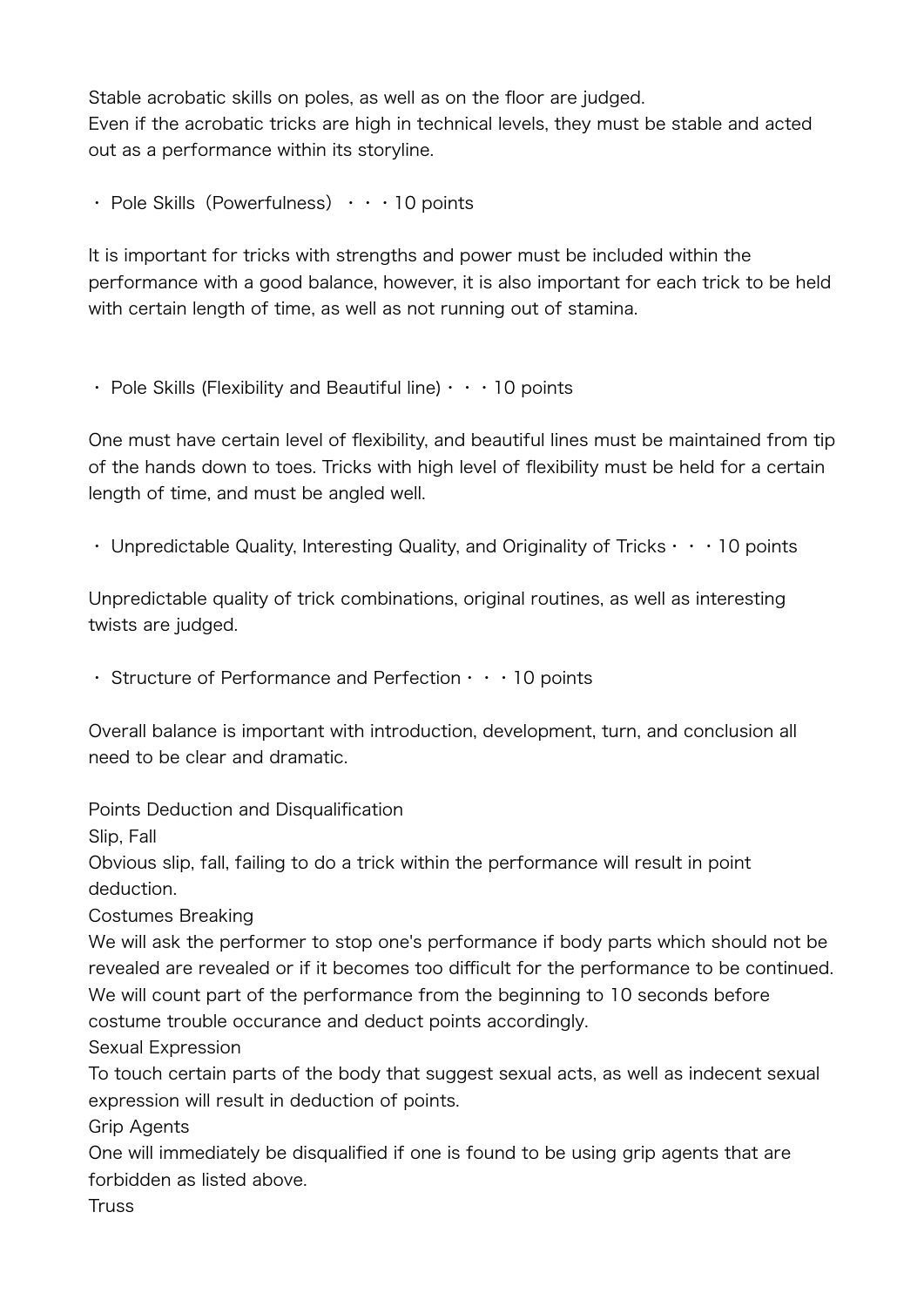Stable acrobatic skills on poles, as well as on the floor are judged.
Even if the acrobatic tricks are high in technical levels, they must be stable and acted out as a performance within its storyline.

・ Pole Skills（Powerfulness） ・・・10 points

It is important for tricks with strengths and power must be included within the performance with a good balance, however, it is also important for each trick to be held with certain length of time, as well as not running out of stamina.

・ Pole Skills (Flexibility and Beautiful line)・・・10 points

One must have certain level of flexibility, and beautiful lines must be maintained from tip of the hands down to toes. Tricks with high level of flexibility must be held for a certain length of time, and must be angled well.

・ Unpredictable Quality, Interesting Quality, and Originality of Tricks・・・10 points

Unpredictable quality of trick combinations, original routines, as well as interesting twists are judged.

・ Structure of Performance and Perfection・・・10 points

Overall balance is important with introduction, development, turn, and conclusion all need to be clear and dramatic.

Points Deduction and Disqualification

Slip, Fall

Obvious slip, fall, failing to do a trick within the performance will result in point deduction.

Costumes Breaking

We will ask the performer to stop one's performance if body parts which should not be revealed are revealed or if it becomes too difficult for the performance to be continued. We will count part of the performance from the beginning to 10 seconds before costume trouble occurance and deduct points accordingly.

Sexual Expression

To touch certain parts of the body that suggest sexual acts, as well as indecent sexual expression will result in deduction of points.

Grip Agents

One will immediately be disqualified if one is found to be using grip agents that are forbidden as listed above.

Truss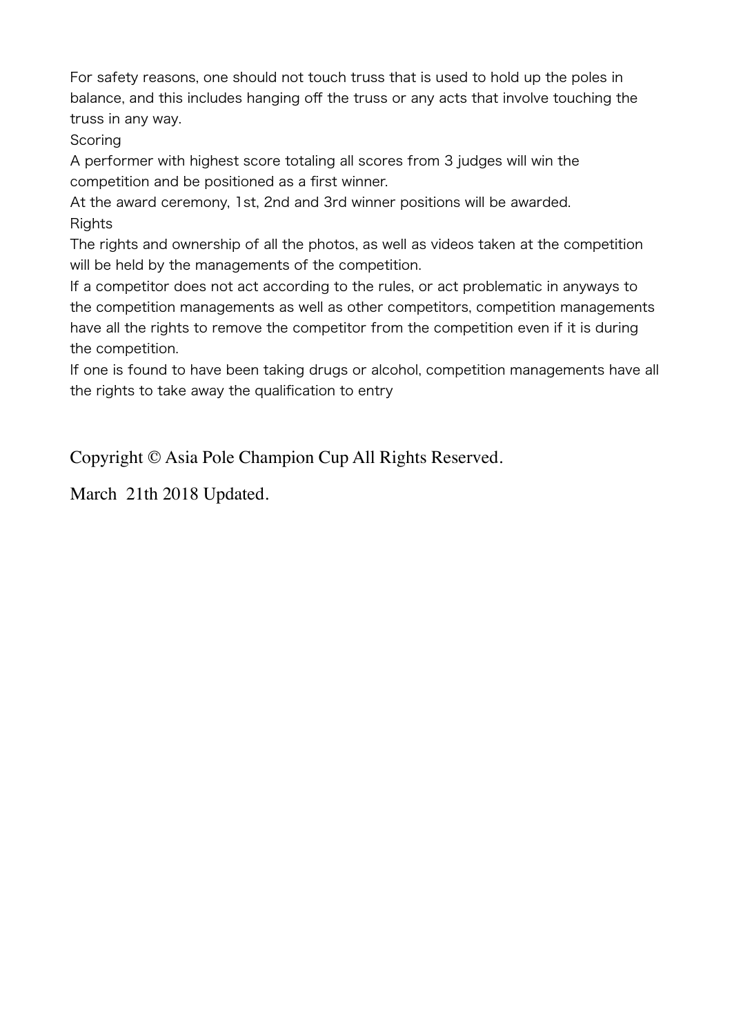For safety reasons, one should not touch truss that is used to hold up the poles in balance, and this includes hanging off the truss or any acts that involve touching the truss in any way.

Scoring

A performer with highest score totaling all scores from 3 judges will win the competition and be positioned as a first winner.

At the award ceremony, 1st, 2nd and 3rd winner positions will be awarded.

Rights

The rights and ownership of all the photos, as well as videos taken at the competition will be held by the managements of the competition.

If a competitor does not act according to the rules, or act problematic in anyways to the competition managements as well as other competitors, competition managements have all the rights to remove the competitor from the competition even if it is during the competition.

If one is found to have been taking drugs or alcohol, competition managements have all the rights to take away the qualification to entry

Copyright © Asia Pole Champion Cup All Rights Reserved.

March 21th 2018 Updated.